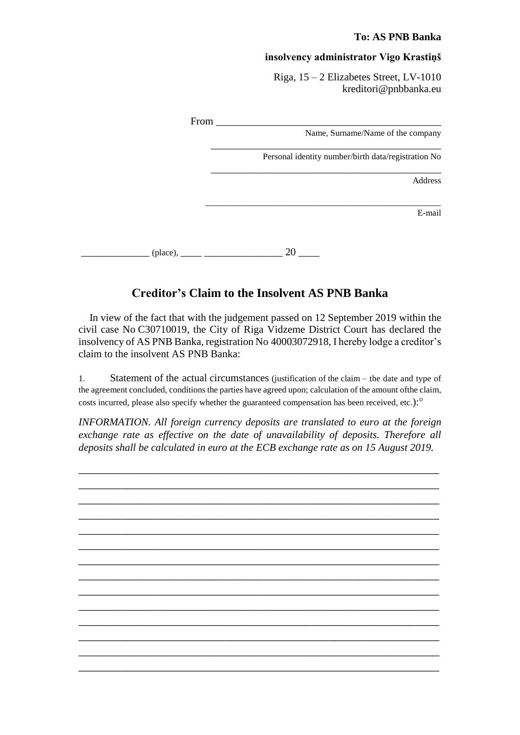**To: AS PNB Banka**

**insolvency administrator Vigo Krastiņš**

Riga, 15 – 2 Elizabetes Street, LV-1010
kreditori@pnbbanka.eu

From ____________________________________________
Name, Surname/Name of the company

____________________________________________
Personal identity number/birth data/registration No

____________________________________________
Address

____________________________________________
E-mail

______________ (place), _____ ________________ 20 ____

## Creditor's Claim to the Insolvent AS PNB Banka

In view of the fact that with the judgement passed on 12 September 2019 within the civil case No C30710019, the City of Riga Vidzeme District Court has declared the insolvency of AS PNB Banka, registration No 40003072918, I hereby lodge a creditor's claim to the insolvent AS PNB Banka:

1. Statement of the actual circumstances (justification of the claim – the date and type of the agreement concluded, conditions the parties have agreed upon; calculation of the amount ofthe claim, costs incurred, please also specify whether the guaranteed compensation has been received, etc.):°

*INFORMATION. All foreign currency deposits are translated to euro at the foreign exchange rate as effective on the date of unavailability of deposits. Therefore all deposits shall be calculated in euro at the ECB exchange rate as on 15 August 2019.*

____________________________________________________________________
____________________________________________________________________
____________________________________________________________________
____________________________________________________________________
____________________________________________________________________
____________________________________________________________________
____________________________________________________________________
____________________________________________________________________
____________________________________________________________________
____________________________________________________________________
____________________________________________________________________
____________________________________________________________________
____________________________________________________________________
____________________________________________________________________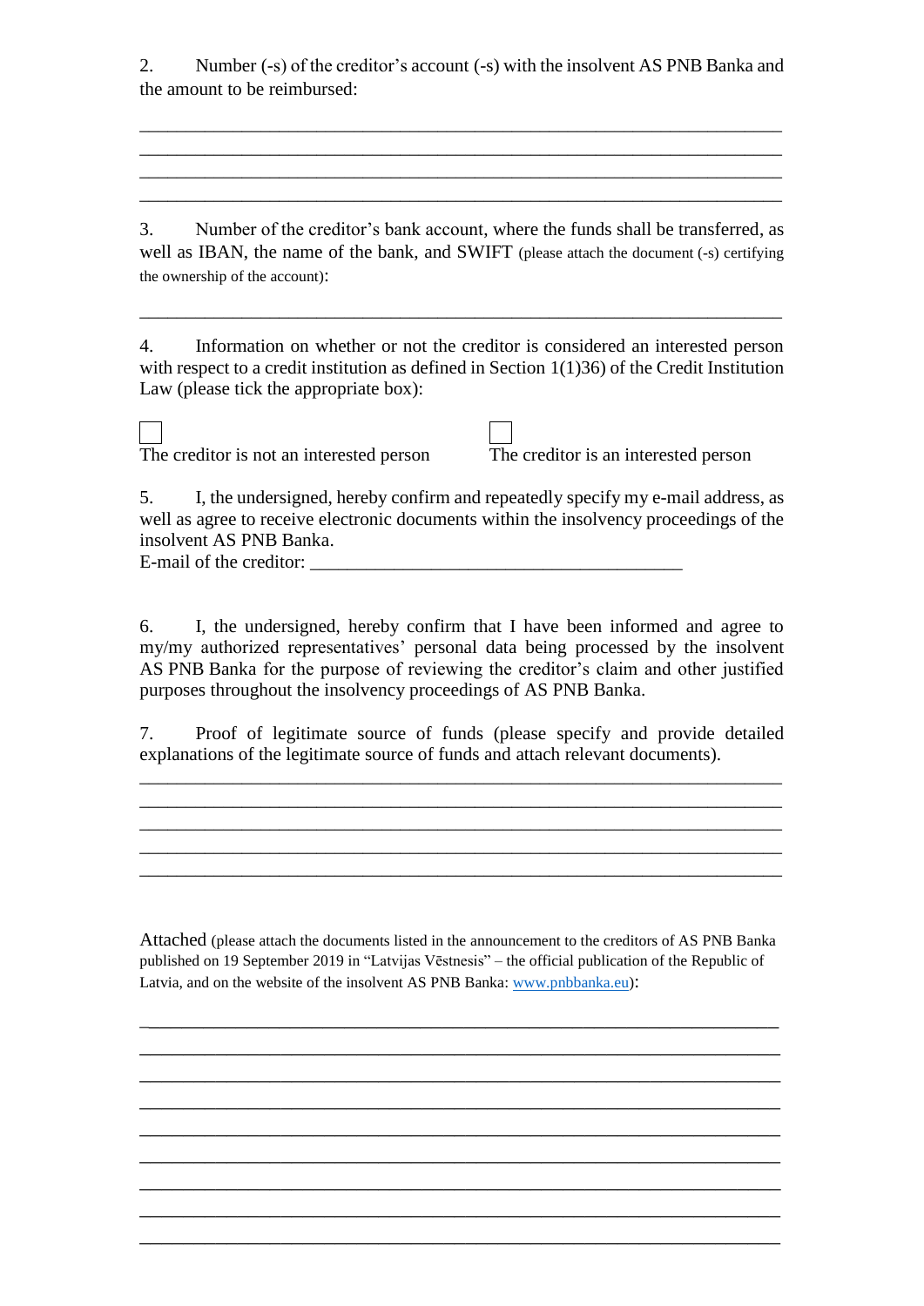2. Number (-s) of the creditor's account (-s) with the insolvent AS PNB Banka and the amount to be reimbursed:

____________________________________________________________________
____________________________________________________________________
____________________________________________________________________
____________________________________________________________________

3. Number of the creditor's bank account, where the funds shall be transferred, as well as IBAN, the name of the bank, and SWIFT (please attach the document (-s) certifying the ownership of the account):

____________________________________________________________________

4. Information on whether or not the creditor is considered an interested person with respect to a credit institution as defined in Section 1(1)36) of the Credit Institution Law (please tick the appropriate box):

☐ The creditor is not an interested person

☐ The creditor is an interested person

5. I, the undersigned, hereby confirm and repeatedly specify my e-mail address, as well as agree to receive electronic documents within the insolvency proceedings of the insolvent AS PNB Banka.
E-mail of the creditor: ________________________________________

6. I, the undersigned, hereby confirm that I have been informed and agree to my/my authorized representatives' personal data being processed by the insolvent AS PNB Banka for the purpose of reviewing the creditor's claim and other justified purposes throughout the insolvency proceedings of AS PNB Banka.

7. Proof of legitimate source of funds (please specify and provide detailed explanations of the legitimate source of funds and attach relevant documents).

____________________________________________________________________
____________________________________________________________________
____________________________________________________________________
____________________________________________________________________
____________________________________________________________________

Attached (please attach the documents listed in the announcement to the creditors of AS PNB Banka published on 19 September 2019 in "Latvijas Vēstnesis" – the official publication of the Republic of Latvia, and on the website of the insolvent AS PNB Banka: www.pnbbanka.eu):

____________________________________________________________________
____________________________________________________________________
____________________________________________________________________
____________________________________________________________________
____________________________________________________________________
____________________________________________________________________
____________________________________________________________________
____________________________________________________________________
____________________________________________________________________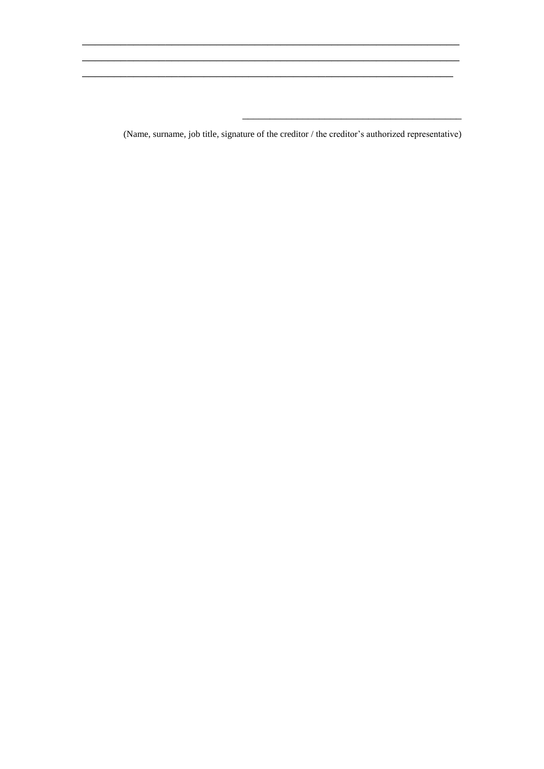\_\_\_\_\_\_\_\_\_\_\_\_\_\_\_\_\_\_\_\_\_\_\_\_\_\_\_\_\_\_\_\_\_\_\_\_\_\_\_\_\_\_\_\_\_\_\_\_\_\_\_\_\_\_\_\_\_\_\_\_\_\_\_\_\_\_\_\_\_\_\_\_

\_\_\_\_\_\_\_\_\_\_\_\_\_\_\_\_\_\_\_\_\_\_\_\_\_\_\_\_\_\_\_\_\_\_\_\_\_\_\_\_\_\_\_\_\_\_\_\_\_\_\_\_\_\_\_\_\_\_\_\_\_\_\_\_\_\_\_\_\_\_\_\_

\_\_\_\_\_\_\_\_\_\_\_\_\_\_\_\_\_\_\_\_\_\_\_\_\_\_\_\_\_\_\_\_\_\_\_\_\_\_\_\_\_\_\_\_\_\_\_\_\_\_\_\_\_\_\_\_\_\_\_\_\_\_\_\_\_\_\_\_\_\_\_

\_\_\_\_\_\_\_\_\_\_\_\_\_\_\_\_\_\_\_\_\_\_\_\_\_\_\_\_\_\_\_\_\_\_\_\_\_\_\_\_\_\_\_\_

(Name, surname, job title, signature of the creditor / the creditor's authorized representative)